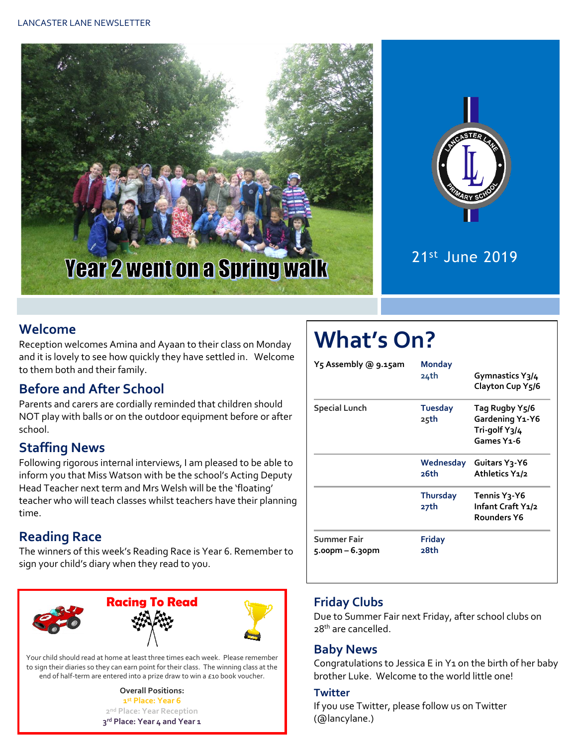LANCASTER LANE NEWSLETTER

Year 2 went on a Spring walk

21st June 2019

## Welcome

Reception welcomes Amina and Ayaan to their class on Monday and it is lovely to see how quickly they have settled in. Welcome to them both and their family.

## Before and After School

Parents and carers are cordially reminded that children should NOT play with balls or on the outdoor equipment before or after school.

## Staffing News

Following rigorous internal interviews, I am pleased to be able to inform you that Miss Watson with be the school's Acting Deputy Head Teacher next term and Mrs Welsh will be the 'floating' teacher who will teach classes whilst teachers have their planning time.

## Reading Race

The winners of this week's Reading Race is Year 6. Remember to sign your child's diary when they read to you.

### Racing To Read

Your child should read at home at least three times each week. Please remember to sign their diaries so they can earn point for their class. The winning class at the end of half-term are entered into a prize draw to win a £10 book voucher.

**Overall Positions:**
**1st Place: Year 6**
2nd Place: Year Reception
**3rd Place: Year 4 and Year 1**

# What's On?

| | | |
|---|---|---|
| Y5 Assembly @ 9.15am | Monday 24th | Gymnastics Y3/4<br>Clayton Cup Y5/6 |
| Special Lunch | Tuesday 25th | Tag Rugby Y5/6<br>Gardening Y1-Y6<br>Tri-golf Y3/4<br>Games Y1-6 |
| | Wednesday 26th | Guitars Y3-Y6<br>Athletics Y1/2 |
| | Thursday 27th | Tennis Y3-Y6<br>Infant Craft Y1/2<br>Rounders Y6 |
| Summer Fair<br>5.00pm – 6.30pm | Friday 28th | |

## Friday Clubs

Due to Summer Fair next Friday, after school clubs on 28th are cancelled.

## Baby News

Congratulations to Jessica E in Y1 on the birth of her baby brother Luke. Welcome to the world little one!

## Twitter

If you use Twitter, please follow us on Twitter (@lancylane.)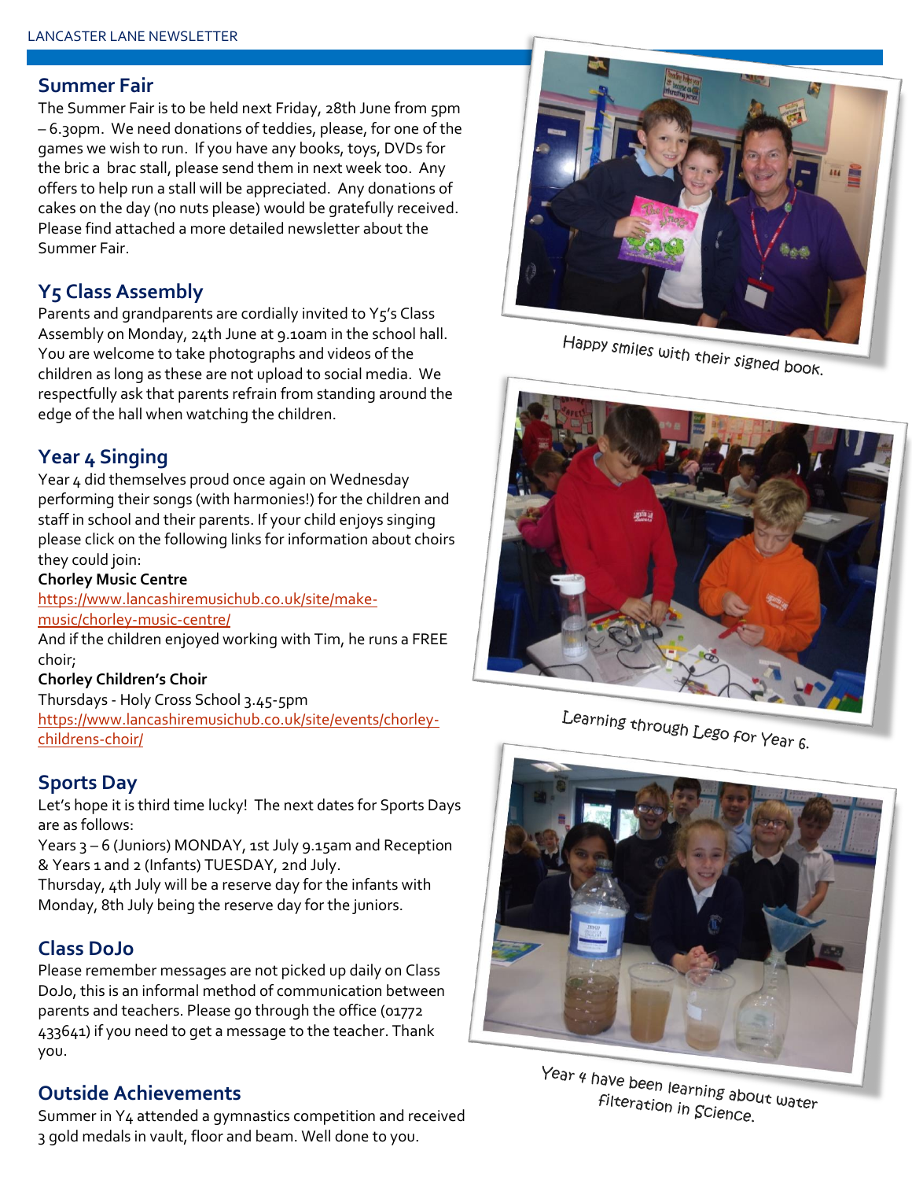## Summer Fair

The Summer Fair is to be held next Friday, 28th June from 5pm – 6.30pm. We need donations of teddies, please, for one of the games we wish to run. If you have any books, toys, DVDs for the bric a brac stall, please send them in next week too. Any offers to help run a stall will be appreciated. Any donations of cakes on the day (no nuts please) would be gratefully received. Please find attached a more detailed newsletter about the Summer Fair.

## Y5 Class Assembly

Parents and grandparents are cordially invited to Y5's Class Assembly on Monday, 24th June at 9.10am in the school hall. You are welcome to take photographs and videos of the children as long as these are not upload to social media. We respectfully ask that parents refrain from standing around the edge of the hall when watching the children.

## Year 4 Singing

Year 4 did themselves proud once again on Wednesday performing their songs (with harmonies!) for the children and staff in school and their parents. If your child enjoys singing please click on the following links for information about choirs they could join:

**Chorley Music Centre**

https://www.lancashiremusichub.co.uk/site/make-music/chorley-music-centre/

And if the children enjoyed working with Tim, he runs a FREE choir;

**Chorley Children's Choir**

Thursdays - Holy Cross School 3.45-5pm

https://www.lancashiremusichub.co.uk/site/events/chorley-childrens-choir/

## Sports Day

Let's hope it is third time lucky! The next dates for Sports Days are as follows:

Years 3 – 6 (Juniors) MONDAY, 1st July 9.15am and Reception & Years 1 and 2 (Infants) TUESDAY, 2nd July.

Thursday, 4th July will be a reserve day for the infants with Monday, 8th July being the reserve day for the juniors.

## Class DoJo

Please remember messages are not picked up daily on Class DoJo, this is an informal method of communication between parents and teachers. Please go through the office (01772 433641) if you need to get a message to the teacher. Thank you.

## Outside Achievements

Summer in Y4 attended a gymnastics competition and received 3 gold medals in vault, floor and beam. Well done to you.

Happy smiles with their signed book.

Learning through Lego for Year 6.

Year 4 have been learning about water filteration in Science.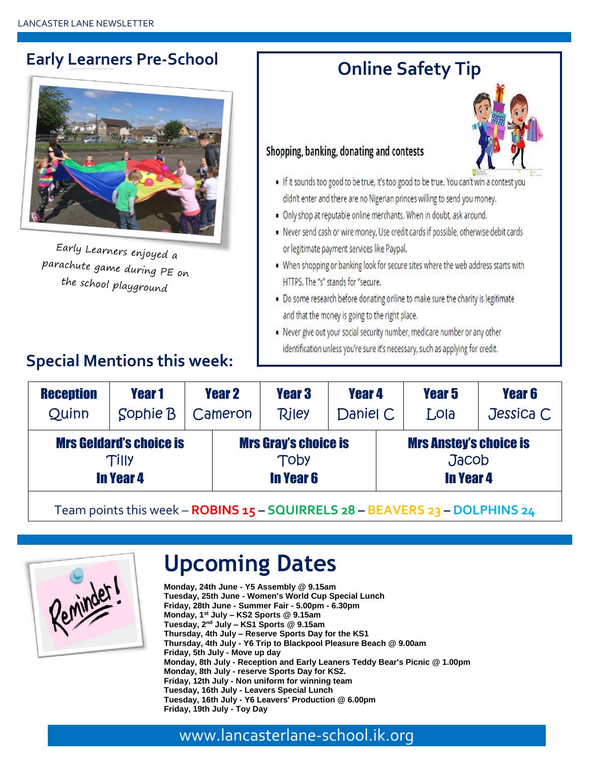## Early Learners Pre-School

Early Learners enjoyed a parachute game during PE on the school playground

## Online Safety Tip

### Shopping, banking, donating and contests

- If it sounds too good to be true, it's too good to be true. You can't win a contest you didn't enter and there are no Nigerian princes willing to send you money.
- Only shop at reputable online merchants. When in doubt, ask around.
- Never send cash or wire money. Use credit cards if possible, otherwise debit cards or legitimate payment services like Paypal.
- When shopping or banking look for secure sites where the web address starts with HTTPS. The "s" stands for "secure.
- Do some research before donating online to make sure the charity is legitimate and that the money is going to the right place.
- Never give out your social security number, medicare number or any other identification unless you're sure it's necessary, such as applying for credit.

## Special Mentions this week:

| Reception | Year 1 | Year 2 | Year 3 | Year 4 | Year 5 | Year 6 |
|---|---|---|---|---|---|---|
| Quinn | Sophie B | Cameron | Riley | Daniel C | Lola | Jessica C |

| Mrs Geldard's choice is | Mrs Gray's choice is | Mrs Anstey's choice is |
|---|---|---|
| Tilly | Toby | Jacob |
| In Year 4 | In Year 6 | In Year 4 |

Team points this week – **ROBINS 15** – **SQUIRRELS 28** – **BEAVERS 23** – **DOLPHINS 24**

Reminder!

# Upcoming Dates

**Monday, 24th June - Y5 Assembly @ 9.15am**
**Tuesday, 25th June - Women's World Cup Special Lunch**
**Friday, 28th June - Summer Fair - 5.00pm - 6.30pm**
**Monday, 1st July – KS2 Sports @ 9.15am**
**Tuesday, 2nd July – KS1 Sports @ 9.15am**
**Thursday, 4th July – Reserve Sports Day for the KS1**
**Thursday, 4th July - Y6 Trip to Blackpool Pleasure Beach @ 9.00am**
**Friday, 5th July - Move up day**
**Monday, 8th July - Reception and Early Leaners Teddy Bear's Picnic @ 1.00pm**
**Monday, 8th July - reserve Sports Day for KS2.**
**Friday, 12th July - Non uniform for winning team**
**Tuesday, 16th July - Leavers Special Lunch**
**Tuesday, 16th July - Y6 Leavers' Production @ 6.00pm**
**Friday, 19th July - Toy Day**

www.lancasterlane-school.ik.org